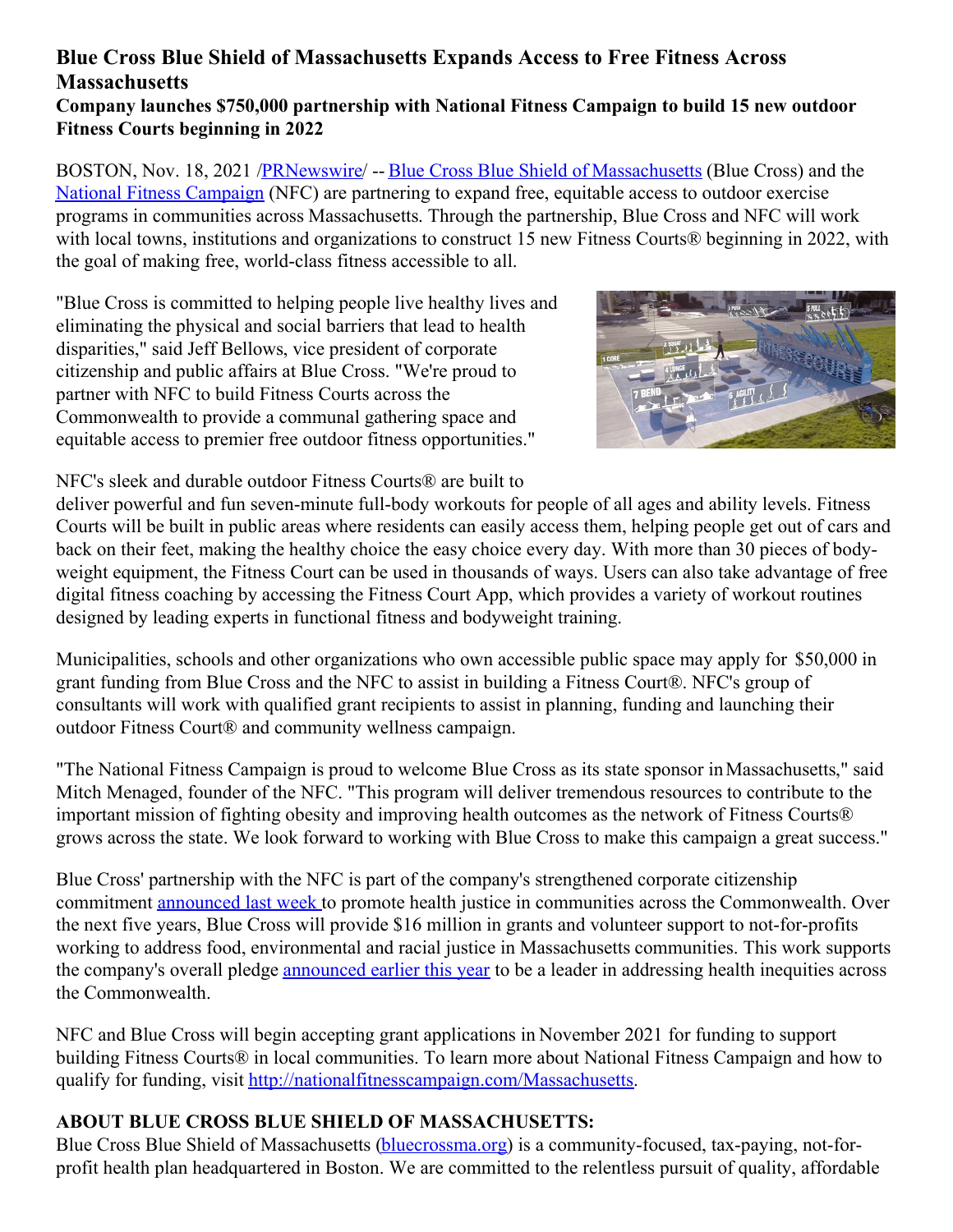# Blue Cross Blue Shield of Massachusetts Expands Access to Free Fitness Across Massachusetts

### Company launches $750,000 partnership with National Fitness Campaign to build 15 new outdoor Fitness Courts beginning in 2022

BOSTON, Nov. 18, 2021 /PRNewswire/ -- Blue Cross Blue Shield of Massachusetts (Blue Cross) and the National Fitness Campaign (NFC) are partnering to expand free, equitable access to outdoor exercise programs in communities across Massachusetts. Through the partnership, Blue Cross and NFC will work with local towns, institutions and organizations to construct 15 new Fitness Courts® beginning in 2022, with the goal of making free, world-class fitness accessible to all.

"Blue Cross is committed to helping people live healthy lives and eliminating the physical and social barriers that lead to health disparities," said Jeff Bellows, vice president of corporate citizenship and public affairs at Blue Cross. "We're proud to partner with NFC to build Fitness Courts across the Commonwealth to provide a communal gathering space and equitable access to premier free outdoor fitness opportunities."

NFC's sleek and durable outdoor Fitness Courts® are built to deliver powerful and fun seven-minute full-body workouts for people of all ages and ability levels. Fitness Courts will be built in public areas where residents can easily access them, helping people get out of cars and back on their feet, making the healthy choice the easy choice every day. With more than 30 pieces of body-weight equipment, the Fitness Court can be used in thousands of ways. Users can also take advantage of free digital fitness coaching by accessing the Fitness Court App, which provides a variety of workout routines designed by leading experts in functional fitness and bodyweight training.

Municipalities, schools and other organizations who own accessible public space may apply for $50,000 in grant funding from Blue Cross and the NFC to assist in building a Fitness Court®. NFC's group of consultants will work with qualified grant recipients to assist in planning, funding and launching their outdoor Fitness Court® and community wellness campaign.

"The National Fitness Campaign is proud to welcome Blue Cross as its state sponsor in Massachusetts," said Mitch Menaged, founder of the NFC. "This program will deliver tremendous resources to contribute to the important mission of fighting obesity and improving health outcomes as the network of Fitness Courts® grows across the state. We look forward to working with Blue Cross to make this campaign a great success."

Blue Cross' partnership with the NFC is part of the company's strengthened corporate citizenship commitment announced last week to promote health justice in communities across the Commonwealth. Over the next five years, Blue Cross will provide $16 million in grants and volunteer support to not-for-profits working to address food, environmental and racial justice in Massachusetts communities. This work supports the company's overall pledge announced earlier this year to be a leader in addressing health inequities across the Commonwealth.

NFC and Blue Cross will begin accepting grant applications in November 2021 for funding to support building Fitness Courts® in local communities. To learn more about National Fitness Campaign and how to qualify for funding, visit http://nationalfitnesscampaign.com/Massachusetts.

**ABOUT BLUE CROSS BLUE SHIELD OF MASSACHUSETTS:**

Blue Cross Blue Shield of Massachusetts (bluecrossma.org) is a community-focused, tax-paying, not-for-profit health plan headquartered in Boston. We are committed to the relentless pursuit of quality, affordable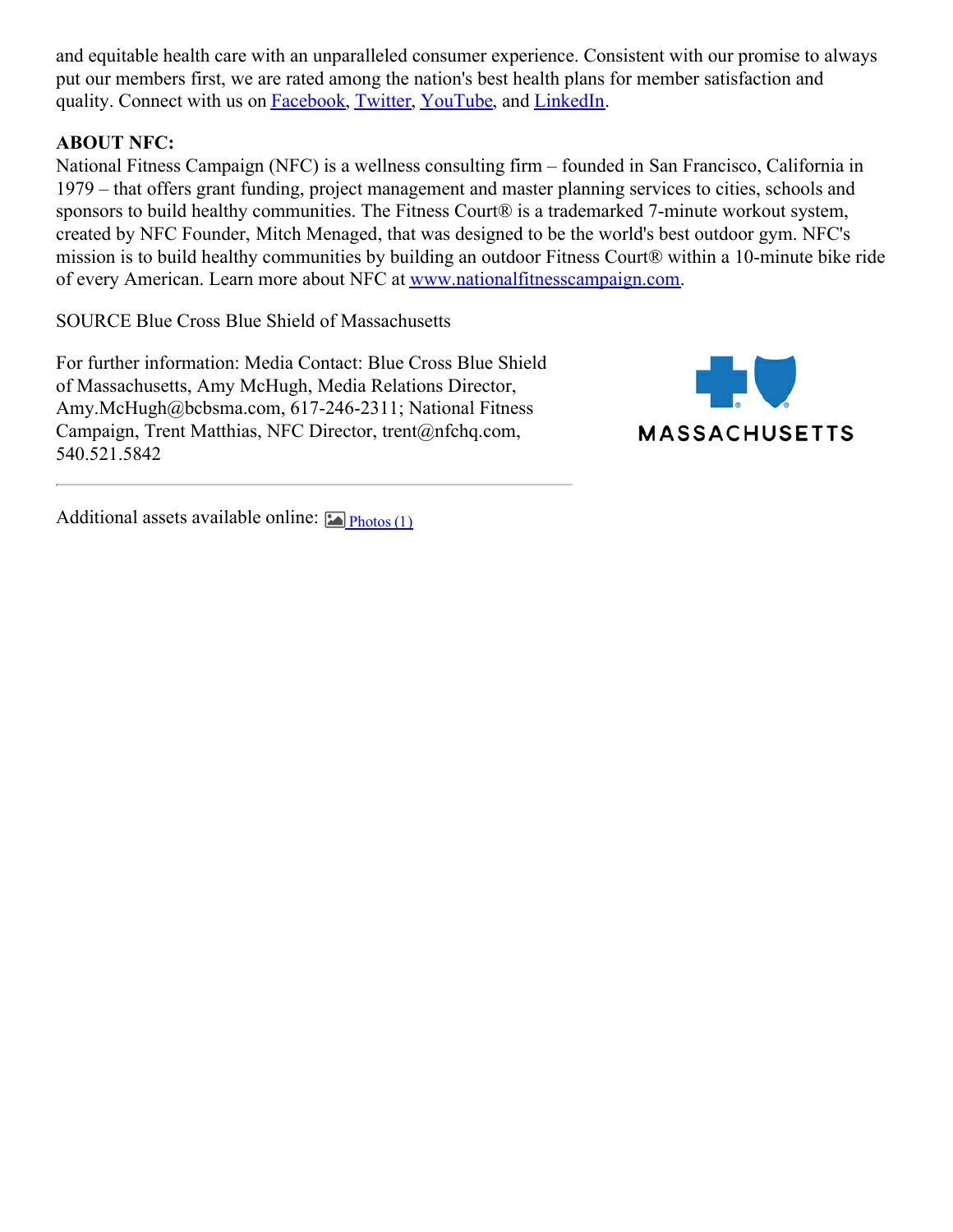and equitable health care with an unparalleled consumer experience. Consistent with our promise to always put our members first, we are rated among the nation's best health plans for member satisfaction and quality. Connect with us on Facebook, Twitter, YouTube, and LinkedIn.

**ABOUT NFC:**
National Fitness Campaign (NFC) is a wellness consulting firm – founded in San Francisco, California in 1979 – that offers grant funding, project management and master planning services to cities, schools and sponsors to build healthy communities. The Fitness Court® is a trademarked 7-minute workout system, created by NFC Founder, Mitch Menaged, that was designed to be the world's best outdoor gym. NFC's mission is to build healthy communities by building an outdoor Fitness Court® within a 10-minute bike ride of every American. Learn more about NFC at www.nationalfitnesscampaign.com.

SOURCE Blue Cross Blue Shield of Massachusetts

For further information: Media Contact: Blue Cross Blue Shield of Massachusetts, Amy McHugh, Media Relations Director, Amy.McHugh@bcbsma.com, 617-246-2311; National Fitness Campaign, Trent Matthias, NFC Director, trent@nfchq.com, 540.521.5842

MASSACHUSETTS

---

Additional assets available online: Photos (1)